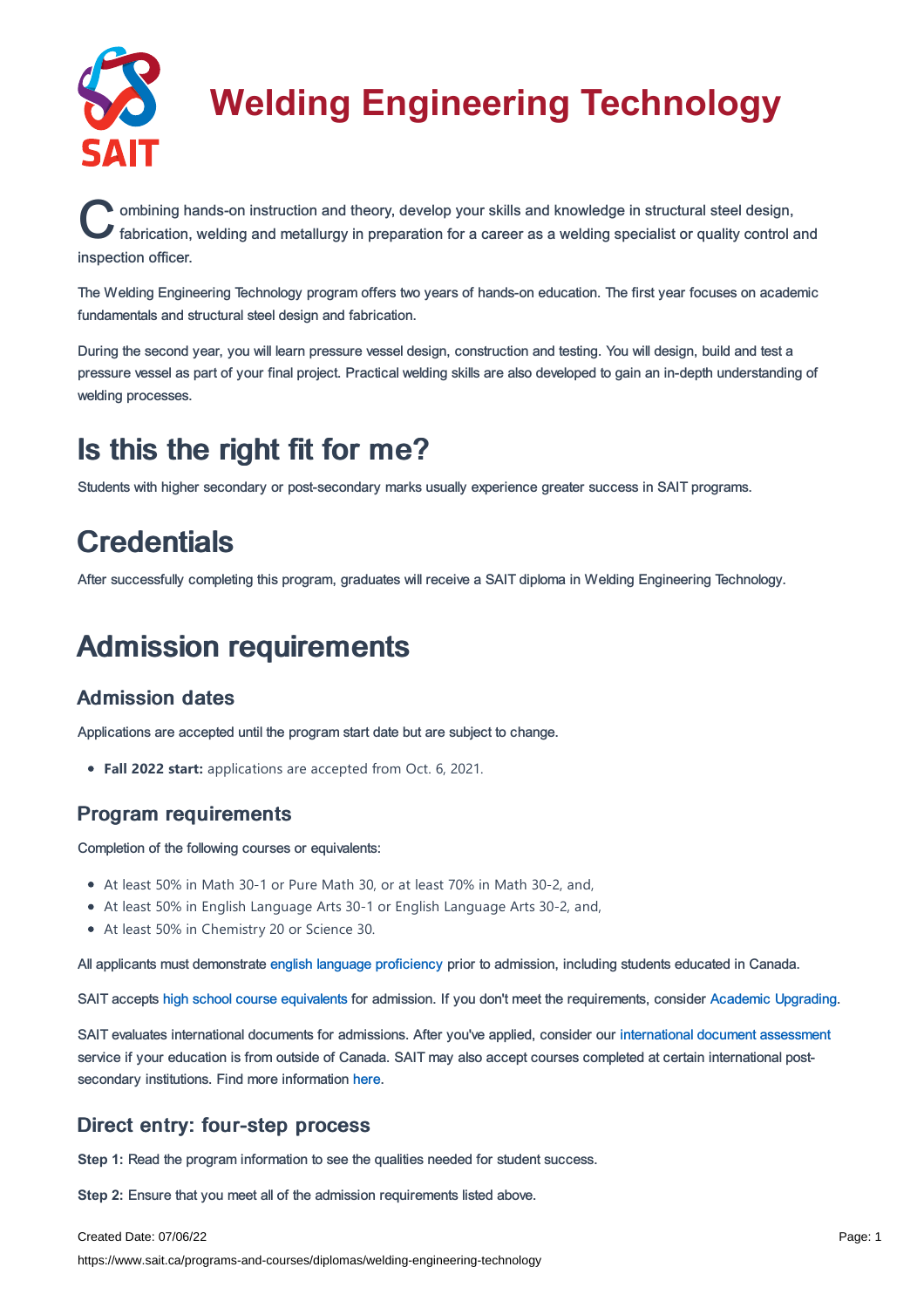# Welding Engineering Technology

Combining hands-on instruction and theory, develop your skills and knowledge in structural steel design, fabrication, welding and metallurgy in preparation for a career as a welding specialist or quality control and inspection officer.

The Welding Engineering Technology program offers two years of hands-on education. The first year focuses on academic fundamentals and structural steel design and fabrication.

During the second year, you will learn pressure vessel design, construction and testing. You will design, build and test a pressure vessel as part of your final project. Practical welding skills are also developed to gain an in-depth understanding of welding processes.

## Is this the right fit for me?

Students with higher secondary or post-secondary marks usually experience greater success in SAIT programs.

## Credentials

After successfully completing this program, graduates will receive a SAIT diploma in Welding Engineering Technology.

## Admission requirements

### Admission dates

Applications are accepted until the program start date but are subject to change.

- **Fall 2022 start:** applications are accepted from Oct. 6, 2021.

### Program requirements

Completion of the following courses or equivalents:

- At least 50% in Math 30-1 or Pure Math 30, or at least 70% in Math 30-2, and,
- At least 50% in English Language Arts 30-1 or English Language Arts 30-2, and,
- At least 50% in Chemistry 20 or Science 30.

All applicants must demonstrate english language proficiency prior to admission, including students educated in Canada.

SAIT accepts high school course equivalents for admission. If you don't meet the requirements, consider Academic Upgrading.

SAIT evaluates international documents for admissions. After you've applied, consider our international document assessment service if your education is from outside of Canada. SAIT may also accept courses completed at certain international post-secondary institutions. Find more information here.

### Direct entry: four-step process

**Step 1:** Read the program information to see the qualities needed for student success.

**Step 2:** Ensure that you meet all of the admission requirements listed above.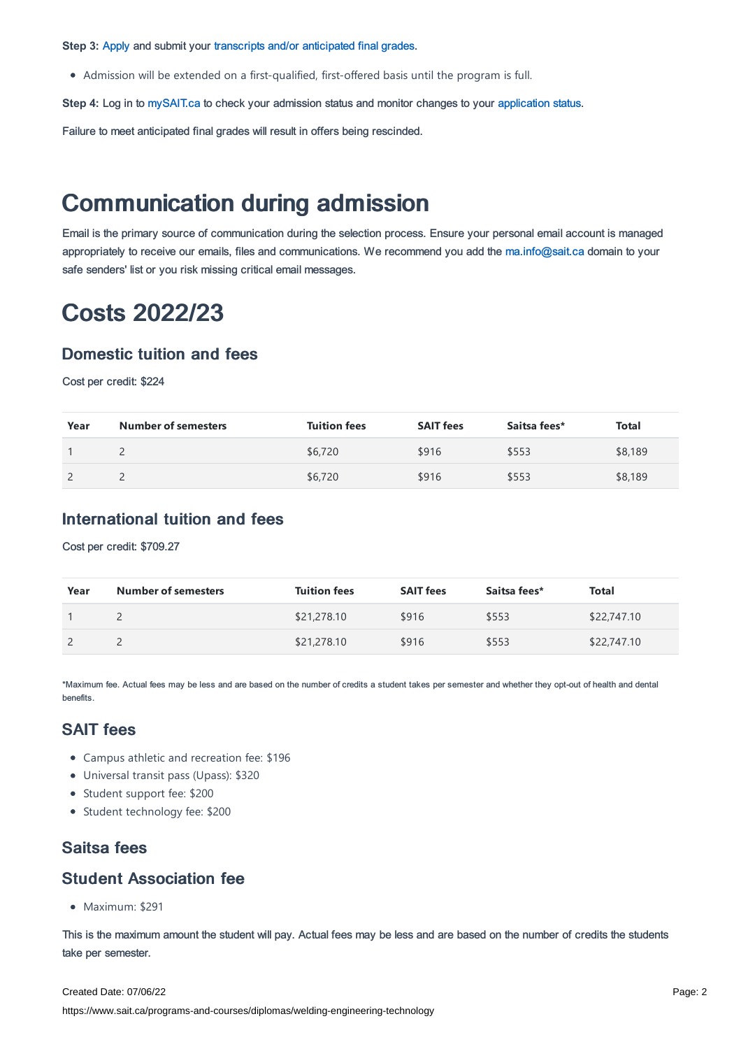**Step 3:** Apply and submit your transcripts and/or anticipated final grades.

- Admission will be extended on a first-qualified, first-offered basis until the program is full.

**Step 4:** Log in to mySAIT.ca to check your admission status and monitor changes to your application status.

Failure to meet anticipated final grades will result in offers being rescinded.

# Communication during admission

Email is the primary source of communication during the selection process. Ensure your personal email account is managed appropriately to receive our emails, files and communications. We recommend you add the ma.info@sait.ca domain to your safe senders' list or you risk missing critical email messages.

# Costs 2022/23

## Domestic tuition and fees

Cost per credit: $224

| Year | Number of semesters | Tuition fees | SAIT fees | Saitsa fees* | Total |
|---|---|---|---|---|---|
| 1 | 2 | $6,720 | $916 | $553 | $8,189 |
| 2 | 2 | $6,720 | $916 | $553 | $8,189 |

## International tuition and fees

Cost per credit: $709.27

| Year | Number of semesters | Tuition fees | SAIT fees | Saitsa fees* | Total |
|---|---|---|---|---|---|
| 1 | 2 | $21,278.10 | $916 | $553 | $22,747.10 |
| 2 | 2 | $21,278.10 | $916 | $553 | $22,747.10 |

*Maximum fee. Actual fees may be less and are based on the number of credits a student takes per semester and whether they opt-out of health and dental benefits.

## SAIT fees

- Campus athletic and recreation fee: $196
- Universal transit pass (Upass): $320
- Student support fee: $200
- Student technology fee: $200

## Saitsa fees

## Student Association fee

- Maximum: $291

This is the maximum amount the student will pay. Actual fees may be less and are based on the number of credits the students take per semester.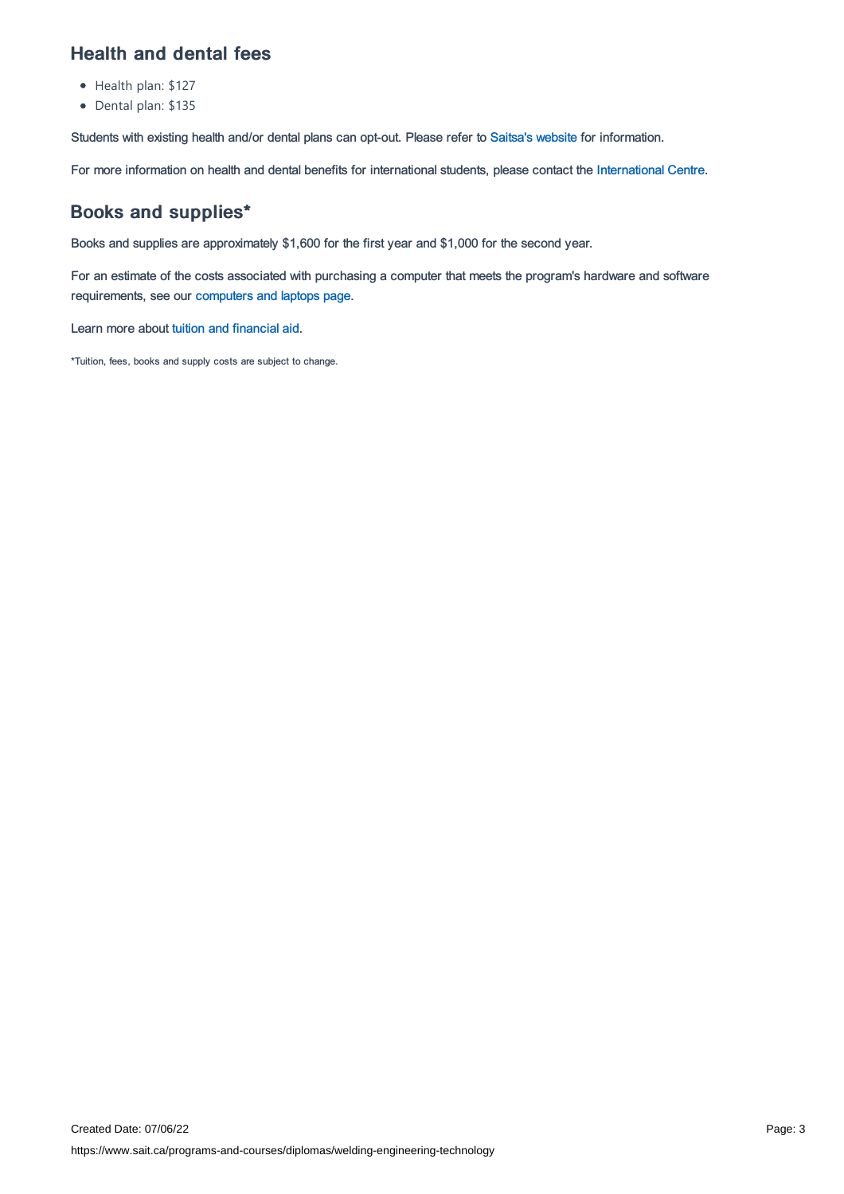## Health and dental fees

- Health plan: $127
- Dental plan: $135

Students with existing health and/or dental plans can opt-out. Please refer to Saitsa's website for information.

For more information on health and dental benefits for international students, please contact the International Centre.

## Books and supplies*

Books and supplies are approximately $1,600 for the first year and $1,000 for the second year.

For an estimate of the costs associated with purchasing a computer that meets the program's hardware and software requirements, see our computers and laptops page.

Learn more about tuition and financial aid.

*Tuition, fees, books and supply costs are subject to change.